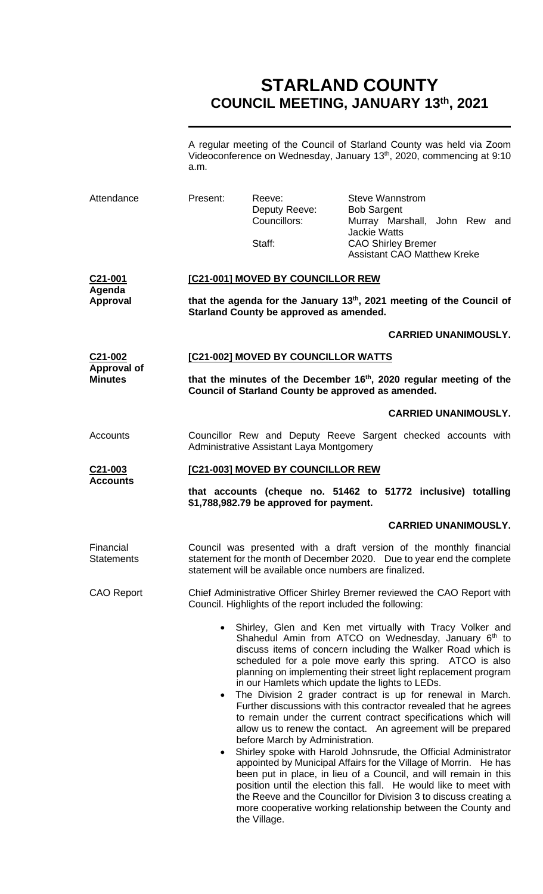# STARLAND COUNTY
## COUNCIL MEETING, JANUARY 13th, 2021

A regular meeting of the Council of Starland County was held via Zoom Videoconference on Wednesday, January 13th, 2020, commencing at 9:10 a.m.

| Attendance | Present: | Reeve: | Steve Wannstrom |
|---|---|---|---|
| | | Deputy Reeve: | Bob Sargent |
| | | Councillors: | Murray Marshall, John Rew and Jackie Watts |
| | | Staff: | CAO Shirley Bremer |
| | | | Assistant CAO Matthew Kreke |

**C21-001 Agenda Approval**

**[C21-001] MOVED BY COUNCILLOR REW**

**that the agenda for the January 13th, 2021 meeting of the Council of Starland County be approved as amended.**

**CARRIED UNANIMOUSLY.**

**C21-002 Approval of Minutes**

**[C21-002] MOVED BY COUNCILLOR WATTS**

**that the minutes of the December 16th, 2020 regular meeting of the Council of Starland County be approved as amended.**

**CARRIED UNANIMOUSLY.**

Accounts

Councillor Rew and Deputy Reeve Sargent checked accounts with Administrative Assistant Laya Montgomery

**C21-003 Accounts**

**[C21-003] MOVED BY COUNCILLOR REW**

**that accounts (cheque no. 51462 to 51772 inclusive) totalling $1,788,982.79 be approved for payment.**

**CARRIED UNANIMOUSLY.**

Financial Statements

Council was presented with a draft version of the monthly financial statement for the month of December 2020. Due to year end the complete statement will be available once numbers are finalized.

CAO Report

Chief Administrative Officer Shirley Bremer reviewed the CAO Report with Council. Highlights of the report included the following:

- Shirley, Glen and Ken met virtually with Tracy Volker and Shahedul Amin from ATCO on Wednesday, January 6th to discuss items of concern including the Walker Road which is scheduled for a pole move early this spring. ATCO is also planning on implementing their street light replacement program in our Hamlets which update the lights to LEDs.
- The Division 2 grader contract is up for renewal in March. Further discussions with this contractor revealed that he agrees to remain under the current contract specifications which will allow us to renew the contact. An agreement will be prepared before March by Administration.
- Shirley spoke with Harold Johnsrude, the Official Administrator appointed by Municipal Affairs for the Village of Morrin. He has been put in place, in lieu of a Council, and will remain in this position until the election this fall. He would like to meet with the Reeve and the Councillor for Division 3 to discuss creating a more cooperative working relationship between the County and the Village.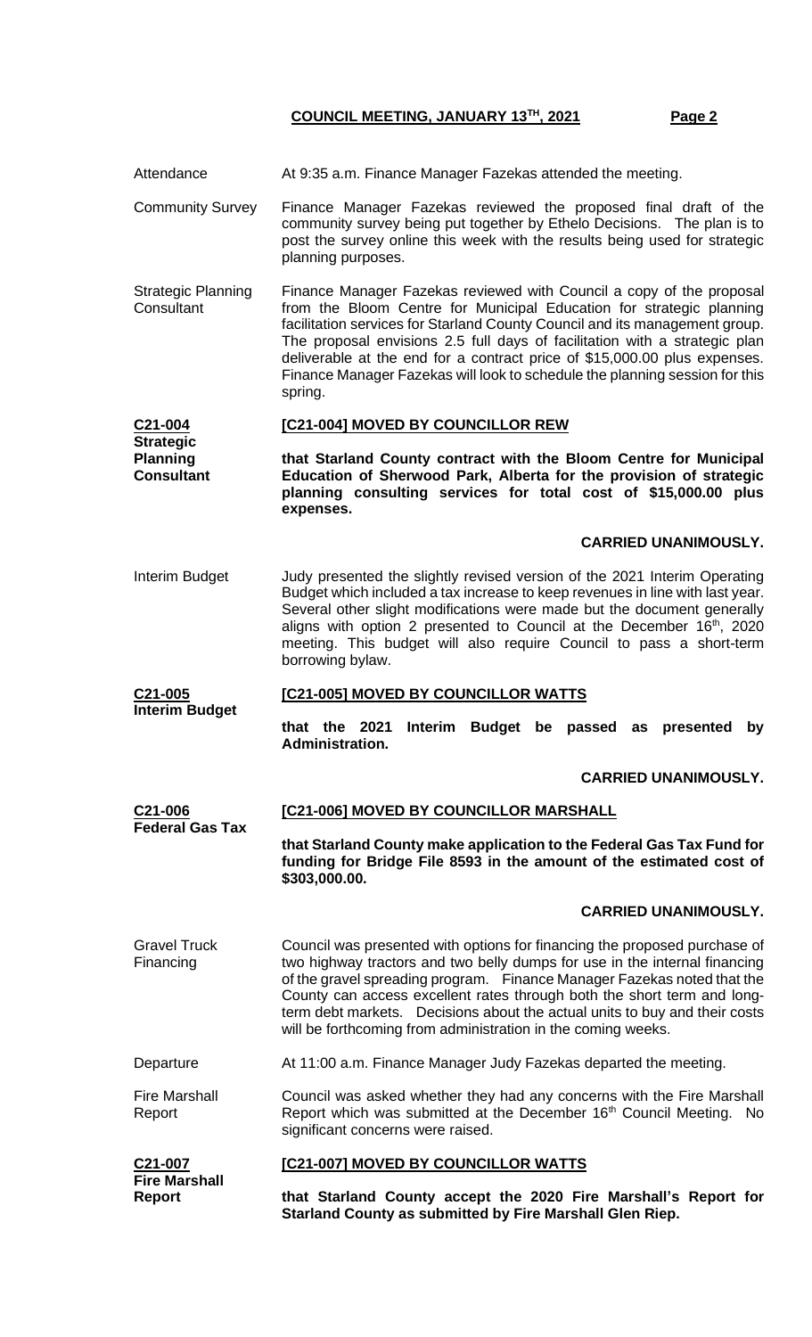**Attendance** At 9:35 a.m. Finance Manager Fazekas attended the meeting.

**Community Survey** Finance Manager Fazekas reviewed the proposed final draft of the community survey being put together by Ethelo Decisions. The plan is to post the survey online this week with the results being used for strategic planning purposes.

**Strategic Planning Consultant** Finance Manager Fazekas reviewed with Council a copy of the proposal from the Bloom Centre for Municipal Education for strategic planning facilitation services for Starland County Council and its management group. The proposal envisions 2.5 full days of facilitation with a strategic plan deliverable at the end for a contract price of $15,000.00 plus expenses. Finance Manager Fazekas will look to schedule the planning session for this spring.

**C21-004 Strategic Planning Consultant**

**[C21-004] MOVED BY COUNCILLOR REW**

**that Starland County contract with the Bloom Centre for Municipal Education of Sherwood Park, Alberta for the provision of strategic planning consulting services for total cost of $15,000.00 plus expenses.**

**CARRIED UNANIMOUSLY.**

**Interim Budget** Judy presented the slightly revised version of the 2021 Interim Operating Budget which included a tax increase to keep revenues in line with last year. Several other slight modifications were made but the document generally aligns with option 2 presented to Council at the December 16th, 2020 meeting. This budget will also require Council to pass a short-term borrowing bylaw.

**C21-005 Interim Budget**

**[C21-005] MOVED BY COUNCILLOR WATTS**

**that the 2021 Interim Budget be passed as presented by Administration.**

**CARRIED UNANIMOUSLY.**

**C21-006 Federal Gas Tax**

**[C21-006] MOVED BY COUNCILLOR MARSHALL**

**that Starland County make application to the Federal Gas Tax Fund for funding for Bridge File 8593 in the amount of the estimated cost of $303,000.00.**

**CARRIED UNANIMOUSLY.**

**Gravel Truck Financing** Council was presented with options for financing the proposed purchase of two highway tractors and two belly dumps for use in the internal financing of the gravel spreading program. Finance Manager Fazekas noted that the County can access excellent rates through both the short term and long-term debt markets. Decisions about the actual units to buy and their costs will be forthcoming from administration in the coming weeks.

**Departure** At 11:00 a.m. Finance Manager Judy Fazekas departed the meeting.

**Fire Marshall Report** Council was asked whether they had any concerns with the Fire Marshall Report which was submitted at the December 16th Council Meeting. No significant concerns were raised.

**C21-007 Fire Marshall Report**

**[C21-007] MOVED BY COUNCILLOR WATTS**

**that Starland County accept the 2020 Fire Marshall's Report for Starland County as submitted by Fire Marshall Glen Riep.**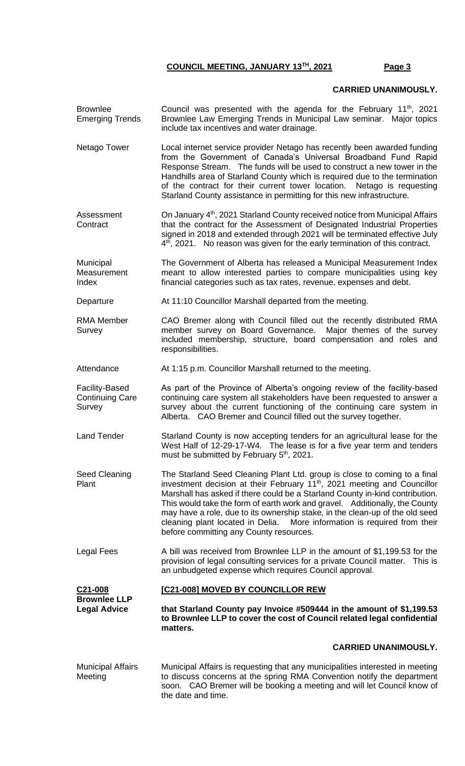**CARRIED UNANIMOUSLY.**

**Brownlee Emerging Trends** — Council was presented with the agenda for the February 11th, 2021 Brownlee Law Emerging Trends in Municipal Law seminar. Major topics include tax incentives and water drainage.

**Netago Tower** — Local internet service provider Netago has recently been awarded funding from the Government of Canada's Universal Broadband Fund Rapid Response Stream. The funds will be used to construct a new tower in the Handhills area of Starland County which is required due to the termination of the contract for their current tower location. Netago is requesting Starland County assistance in permitting for this new infrastructure.

**Assessment Contract** — On January 4th, 2021 Starland County received notice from Municipal Affairs that the contract for the Assessment of Designated Industrial Properties signed in 2018 and extended through 2021 will be terminated effective July 4th, 2021. No reason was given for the early termination of this contract.

**Municipal Measurement Index** — The Government of Alberta has released a Municipal Measurement Index meant to allow interested parties to compare municipalities using key financial categories such as tax rates, revenue, expenses and debt.

**Departure** — At 11:10 Councillor Marshall departed from the meeting.

**RMA Member Survey** — CAO Bremer along with Council filled out the recently distributed RMA member survey on Board Governance. Major themes of the survey included membership, structure, board compensation and roles and responsibilities.

**Attendance** — At 1:15 p.m. Councillor Marshall returned to the meeting.

**Facility-Based Continuing Care Survey** — As part of the Province of Alberta's ongoing review of the facility-based continuing care system all stakeholders have been requested to answer a survey about the current functioning of the continuing care system in Alberta. CAO Bremer and Council filled out the survey together.

**Land Tender** — Starland County is now accepting tenders for an agricultural lease for the West Half of 12-29-17-W4. The lease is for a five year term and tenders must be submitted by February 5th, 2021.

**Seed Cleaning Plant** — The Starland Seed Cleaning Plant Ltd. group is close to coming to a final investment decision at their February 11th, 2021 meeting and Councillor Marshall has asked if there could be a Starland County in-kind contribution. This would take the form of earth work and gravel. Additionally, the County may have a role, due to its ownership stake, in the clean-up of the old seed cleaning plant located in Delia. More information is required from their before committing any County resources.

**Legal Fees** — A bill was received from Brownlee LLP in the amount of $1,199.53 for the provision of legal consulting services for a private Council matter. This is an unbudgeted expense which requires Council approval.

**C21-008 Brownlee LLP Legal Advice**

**[C21-008] MOVED BY COUNCILLOR REW**

**that Starland County pay Invoice #509444 in the amount of $1,199.53 to Brownlee LLP to cover the cost of Council related legal confidential matters.**

**CARRIED UNANIMOUSLY.**

**Municipal Affairs Meeting** — Municipal Affairs is requesting that any municipalities interested in meeting to discuss concerns at the spring RMA Convention notify the department soon. CAO Bremer will be booking a meeting and will let Council know of the date and time.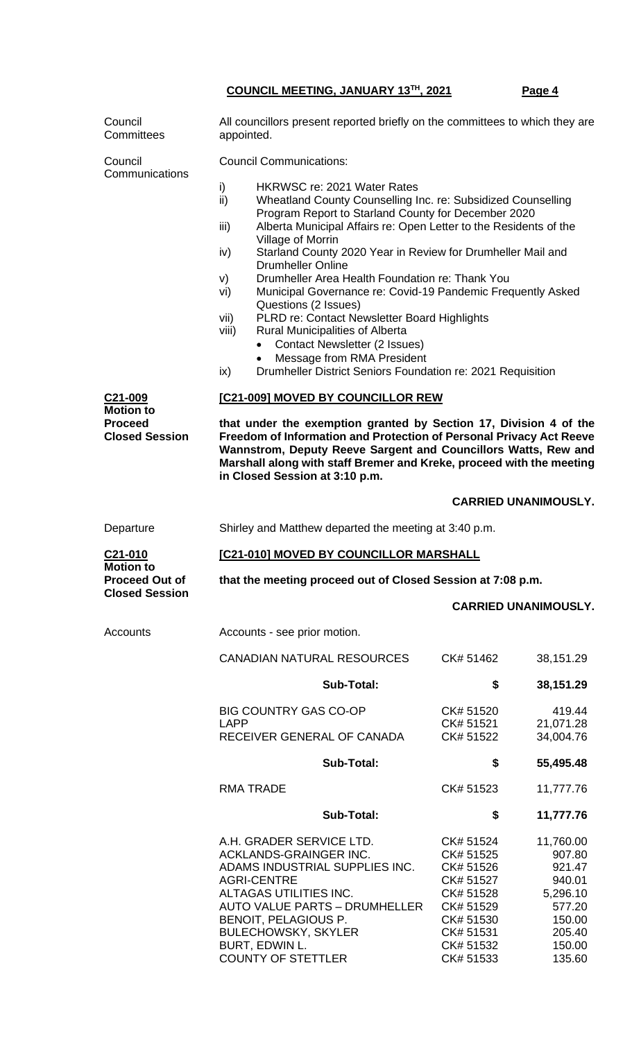| | |
|---|---|
| Council Committees | All councillors present reported briefly on the committees to which they are appointed. |
| Council Communications | Council Communications: |

i) HKRWSC re: 2021 Water Rates
ii) Wheatland County Counselling Inc. re: Subsidized Counselling Program Report to Starland County for December 2020
iii) Alberta Municipal Affairs re: Open Letter to the Residents of the Village of Morrin
iv) Starland County 2020 Year in Review for Drumheller Mail and Drumheller Online
v) Drumheller Area Health Foundation re: Thank You
vi) Municipal Governance re: Covid-19 Pandemic Frequently Asked Questions (2 Issues)
vii) PLRD re: Contact Newsletter Board Highlights
viii) Rural Municipalities of Alberta
   - Contact Newsletter (2 Issues)
   - Message from RMA President
ix) Drumheller District Seniors Foundation re: 2021 Requisition

**C21-009**
**Motion to Proceed Closed Session**

**[C21-009] MOVED BY COUNCILLOR REW**

**that under the exemption granted by Section 17, Division 4 of the Freedom of Information and Protection of Personal Privacy Act Reeve Wannstrom, Deputy Reeve Sargent and Councillors Watts, Rew and Marshall along with staff Bremer and Kreke, proceed with the meeting in Closed Session at 3:10 p.m.**

**CARRIED UNANIMOUSLY.**

Departure — Shirley and Matthew departed the meeting at 3:40 p.m.

**C21-010**
**Motion to Proceed Out of Closed Session**

**[C21-010] MOVED BY COUNCILLOR MARSHALL**

**that the meeting proceed out of Closed Session at 7:08 p.m.**

**CARRIED UNANIMOUSLY.**

Accounts — Accounts - see prior motion.

| | | |
|---|---|---|
| CANADIAN NATURAL RESOURCES | CK# 51462 | 38,151.29 |
| **Sub-Total:** | **$** | **38,151.29** |
| BIG COUNTRY GAS CO-OP | CK# 51520 | 419.44 |
| LAPP | CK# 51521 | 21,071.28 |
| RECEIVER GENERAL OF CANADA | CK# 51522 | 34,004.76 |
| **Sub-Total:** | **$** | **55,495.48** |
| RMA TRADE | CK# 51523 | 11,777.76 |
| **Sub-Total:** | **$** | **11,777.76** |
| A.H. GRADER SERVICE LTD. | CK# 51524 | 11,760.00 |
| ACKLANDS-GRAINGER INC. | CK# 51525 | 907.80 |
| ADAMS INDUSTRIAL SUPPLIES INC. | CK# 51526 | 921.47 |
| AGRI-CENTRE | CK# 51527 | 940.01 |
| ALTAGAS UTILITIES INC. | CK# 51528 | 5,296.10 |
| AUTO VALUE PARTS – DRUMHELLER | CK# 51529 | 577.20 |
| BENOIT, PELAGIOUS P. | CK# 51530 | 150.00 |
| BULECHOWSKY, SKYLER | CK# 51531 | 205.40 |
| BURT, EDWIN L. | CK# 51532 | 150.00 |
| COUNTY OF STETTLER | CK# 51533 | 135.60 |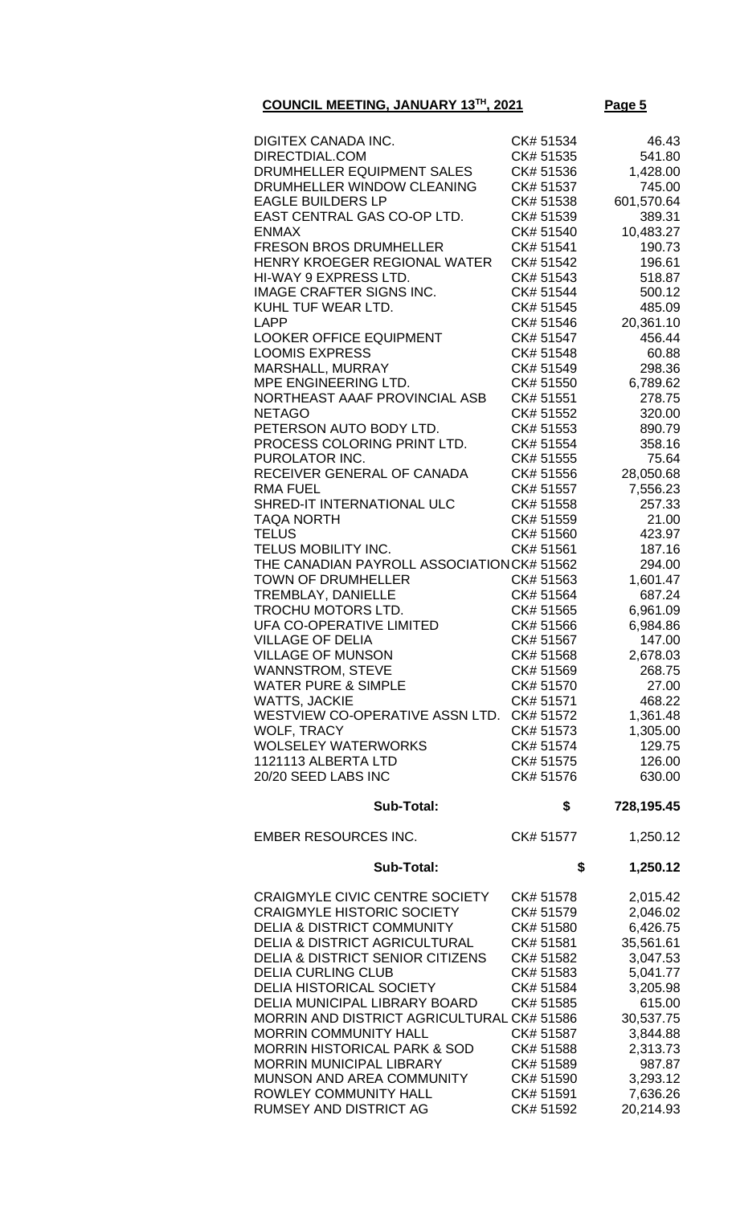| | | |
|---|---|---|
| DIGITEX CANADA INC. | CK# 51534 | 46.43 |
| DIRECTDIAL.COM | CK# 51535 | 541.80 |
| DRUMHELLER EQUIPMENT SALES | CK# 51536 | 1,428.00 |
| DRUMHELLER WINDOW CLEANING | CK# 51537 | 745.00 |
| EAGLE BUILDERS LP | CK# 51538 | 601,570.64 |
| EAST CENTRAL GAS CO-OP LTD. | CK# 51539 | 389.31 |
| ENMAX | CK# 51540 | 10,483.27 |
| FRESON BROS DRUMHELLER | CK# 51541 | 190.73 |
| HENRY KROEGER REGIONAL WATER | CK# 51542 | 196.61 |
| HI-WAY 9 EXPRESS LTD. | CK# 51543 | 518.87 |
| IMAGE CRAFTER SIGNS INC. | CK# 51544 | 500.12 |
| KUHL TUF WEAR LTD. | CK# 51545 | 485.09 |
| LAPP | CK# 51546 | 20,361.10 |
| LOOKER OFFICE EQUIPMENT | CK# 51547 | 456.44 |
| LOOMIS EXPRESS | CK# 51548 | 60.88 |
| MARSHALL, MURRAY | CK# 51549 | 298.36 |
| MPE ENGINEERING LTD. | CK# 51550 | 6,789.62 |
| NORTHEAST AAAF PROVINCIAL ASB | CK# 51551 | 278.75 |
| NETAGO | CK# 51552 | 320.00 |
| PETERSON AUTO BODY LTD. | CK# 51553 | 890.79 |
| PROCESS COLORING PRINT LTD. | CK# 51554 | 358.16 |
| PUROLATOR INC. | CK# 51555 | 75.64 |
| RECEIVER GENERAL OF CANADA | CK# 51556 | 28,050.68 |
| RMA FUEL | CK# 51557 | 7,556.23 |
| SHRED-IT INTERNATIONAL ULC | CK# 51558 | 257.33 |
| TAQA NORTH | CK# 51559 | 21.00 |
| TELUS | CK# 51560 | 423.97 |
| TELUS MOBILITY INC. | CK# 51561 | 187.16 |
| THE CANADIAN PAYROLL ASSOCIATION | CK# 51562 | 294.00 |
| TOWN OF DRUMHELLER | CK# 51563 | 1,601.47 |
| TREMBLAY, DANIELLE | CK# 51564 | 687.24 |
| TROCHU MOTORS LTD. | CK# 51565 | 6,961.09 |
| UFA CO-OPERATIVE LIMITED | CK# 51566 | 6,984.86 |
| VILLAGE OF DELIA | CK# 51567 | 147.00 |
| VILLAGE OF MUNSON | CK# 51568 | 2,678.03 |
| WANNSTROM, STEVE | CK# 51569 | 268.75 |
| WATER PURE & SIMPLE | CK# 51570 | 27.00 |
| WATTS, JACKIE | CK# 51571 | 468.22 |
| WESTVIEW CO-OPERATIVE ASSN LTD. | CK# 51572 | 1,361.48 |
| WOLF, TRACY | CK# 51573 | 1,305.00 |
| WOLSELEY WATERWORKS | CK# 51574 | 129.75 |
| 1121113 ALBERTA LTD | CK# 51575 | 126.00 |
| 20/20 SEED LABS INC | CK# 51576 | 630.00 |
| **Sub-Total:** | **$** | **728,195.45** |
| EMBER RESOURCES INC. | CK# 51577 | 1,250.12 |
| **Sub-Total:** | **$** | **1,250.12** |
| CRAIGMYLE CIVIC CENTRE SOCIETY | CK# 51578 | 2,015.42 |
| CRAIGMYLE HISTORIC SOCIETY | CK# 51579 | 2,046.02 |
| DELIA & DISTRICT COMMUNITY | CK# 51580 | 6,426.75 |
| DELIA & DISTRICT AGRICULTURAL | CK# 51581 | 35,561.61 |
| DELIA & DISTRICT SENIOR CITIZENS | CK# 51582 | 3,047.53 |
| DELIA CURLING CLUB | CK# 51583 | 5,041.77 |
| DELIA HISTORICAL SOCIETY | CK# 51584 | 3,205.98 |
| DELIA MUNICIPAL LIBRARY BOARD | CK# 51585 | 615.00 |
| MORRIN AND DISTRICT AGRICULTURAL | CK# 51586 | 30,537.75 |
| MORRIN COMMUNITY HALL | CK# 51587 | 3,844.88 |
| MORRIN HISTORICAL PARK & SOD | CK# 51588 | 2,313.73 |
| MORRIN MUNICIPAL LIBRARY | CK# 51589 | 987.87 |
| MUNSON AND AREA COMMUNITY | CK# 51590 | 3,293.12 |
| ROWLEY COMMUNITY HALL | CK# 51591 | 7,636.26 |
| RUMSEY AND DISTRICT AG | CK# 51592 | 20,214.93 |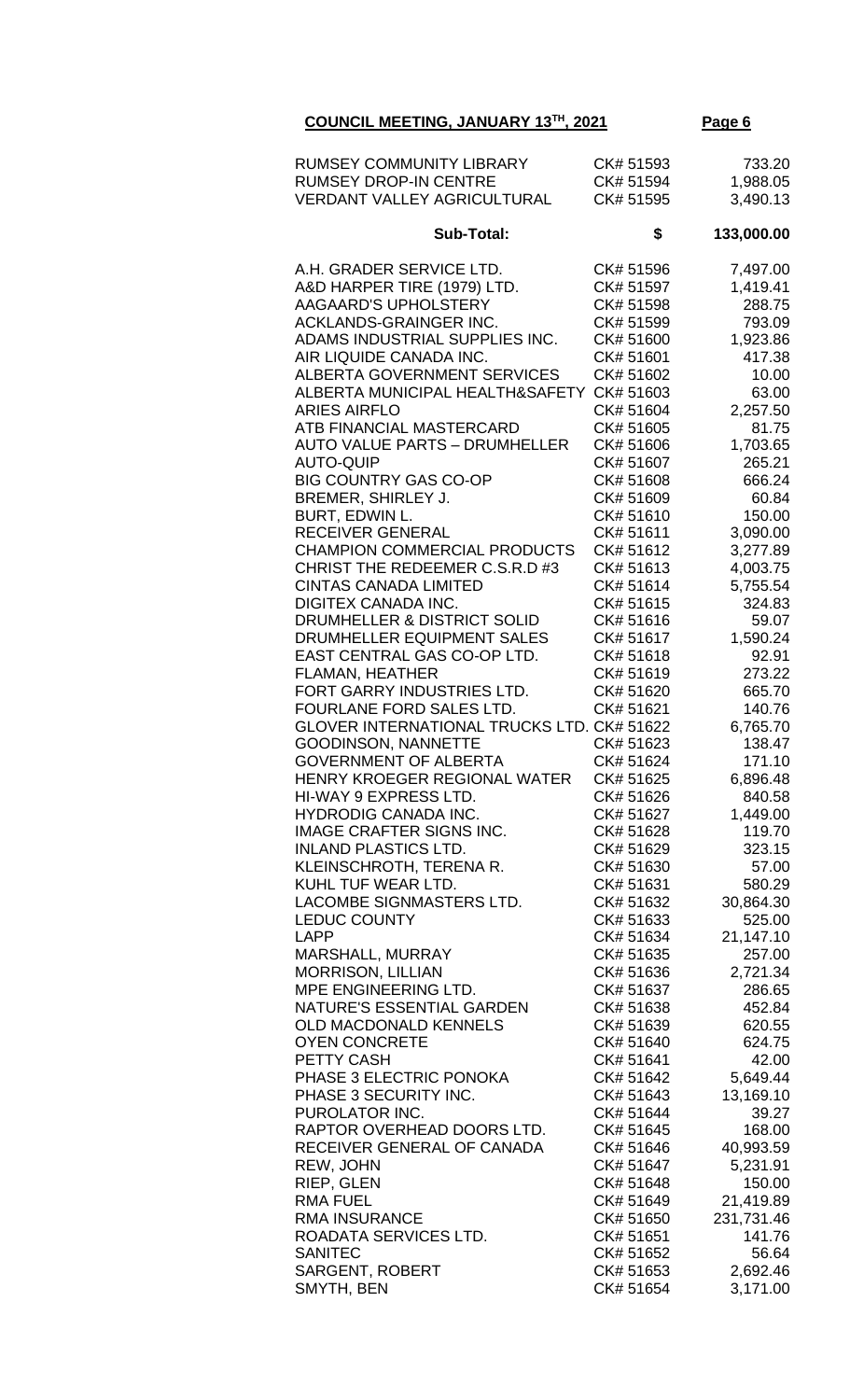**COUNCIL MEETING, JANUARY 13TH, 2021**

| | | |
|---|---|---|
| RUMSEY COMMUNITY LIBRARY | CK# 51593 | 733.20 |
| RUMSEY DROP-IN CENTRE | CK# 51594 | 1,988.05 |
| VERDANT VALLEY AGRICULTURAL | CK# 51595 | 3,490.13 |
| **Sub-Total:** | **$** | **133,000.00** |
| A.H. GRADER SERVICE LTD. | CK# 51596 | 7,497.00 |
| A&D HARPER TIRE (1979) LTD. | CK# 51597 | 1,419.41 |
| AAGAARD'S UPHOLSTERY | CK# 51598 | 288.75 |
| ACKLANDS-GRAINGER INC. | CK# 51599 | 793.09 |
| ADAMS INDUSTRIAL SUPPLIES INC. | CK# 51600 | 1,923.86 |
| AIR LIQUIDE CANADA INC. | CK# 51601 | 417.38 |
| ALBERTA GOVERNMENT SERVICES | CK# 51602 | 10.00 |
| ALBERTA MUNICIPAL HEALTH&SAFETY | CK# 51603 | 63.00 |
| ARIES AIRFLO | CK# 51604 | 2,257.50 |
| ATB FINANCIAL MASTERCARD | CK# 51605 | 81.75 |
| AUTO VALUE PARTS – DRUMHELLER | CK# 51606 | 1,703.65 |
| AUTO-QUIP | CK# 51607 | 265.21 |
| BIG COUNTRY GAS CO-OP | CK# 51608 | 666.24 |
| BREMER, SHIRLEY J. | CK# 51609 | 60.84 |
| BURT, EDWIN L. | CK# 51610 | 150.00 |
| RECEIVER GENERAL | CK# 51611 | 3,090.00 |
| CHAMPION COMMERCIAL PRODUCTS | CK# 51612 | 3,277.89 |
| CHRIST THE REDEEMER C.S.R.D #3 | CK# 51613 | 4,003.75 |
| CINTAS CANADA LIMITED | CK# 51614 | 5,755.54 |
| DIGITEX CANADA INC. | CK# 51615 | 324.83 |
| DRUMHELLER & DISTRICT SOLID | CK# 51616 | 59.07 |
| DRUMHELLER EQUIPMENT SALES | CK# 51617 | 1,590.24 |
| EAST CENTRAL GAS CO-OP LTD. | CK# 51618 | 92.91 |
| FLAMAN, HEATHER | CK# 51619 | 273.22 |
| FORT GARRY INDUSTRIES LTD. | CK# 51620 | 665.70 |
| FOURLANE FORD SALES LTD. | CK# 51621 | 140.76 |
| GLOVER INTERNATIONAL TRUCKS LTD. | CK# 51622 | 6,765.70 |
| GOODINSON, NANNETTE | CK# 51623 | 138.47 |
| GOVERNMENT OF ALBERTA | CK# 51624 | 171.10 |
| HENRY KROEGER REGIONAL WATER | CK# 51625 | 6,896.48 |
| HI-WAY 9 EXPRESS LTD. | CK# 51626 | 840.58 |
| HYDRODIG CANADA INC. | CK# 51627 | 1,449.00 |
| IMAGE CRAFTER SIGNS INC. | CK# 51628 | 119.70 |
| INLAND PLASTICS LTD. | CK# 51629 | 323.15 |
| KLEINSCHROTH, TERENA R. | CK# 51630 | 57.00 |
| KUHL TUF WEAR LTD. | CK# 51631 | 580.29 |
| LACOMBE SIGNMASTERS LTD. | CK# 51632 | 30,864.30 |
| LEDUC COUNTY | CK# 51633 | 525.00 |
| LAPP | CK# 51634 | 21,147.10 |
| MARSHALL, MURRAY | CK# 51635 | 257.00 |
| MORRISON, LILLIAN | CK# 51636 | 2,721.34 |
| MPE ENGINEERING LTD. | CK# 51637 | 286.65 |
| NATURE'S ESSENTIAL GARDEN | CK# 51638 | 452.84 |
| OLD MACDONALD KENNELS | CK# 51639 | 620.55 |
| OYEN CONCRETE | CK# 51640 | 624.75 |
| PETTY CASH | CK# 51641 | 42.00 |
| PHASE 3 ELECTRIC PONOKA | CK# 51642 | 5,649.44 |
| PHASE 3 SECURITY INC. | CK# 51643 | 13,169.10 |
| PUROLATOR INC. | CK# 51644 | 39.27 |
| RAPTOR OVERHEAD DOORS LTD. | CK# 51645 | 168.00 |
| RECEIVER GENERAL OF CANADA | CK# 51646 | 40,993.59 |
| REW, JOHN | CK# 51647 | 5,231.91 |
| RIEP, GLEN | CK# 51648 | 150.00 |
| RMA FUEL | CK# 51649 | 21,419.89 |
| RMA INSURANCE | CK# 51650 | 231,731.46 |
| ROADATA SERVICES LTD. | CK# 51651 | 141.76 |
| SANITEC | CK# 51652 | 56.64 |
| SARGENT, ROBERT | CK# 51653 | 2,692.46 |
| SMYTH, BEN | CK# 51654 | 3,171.00 |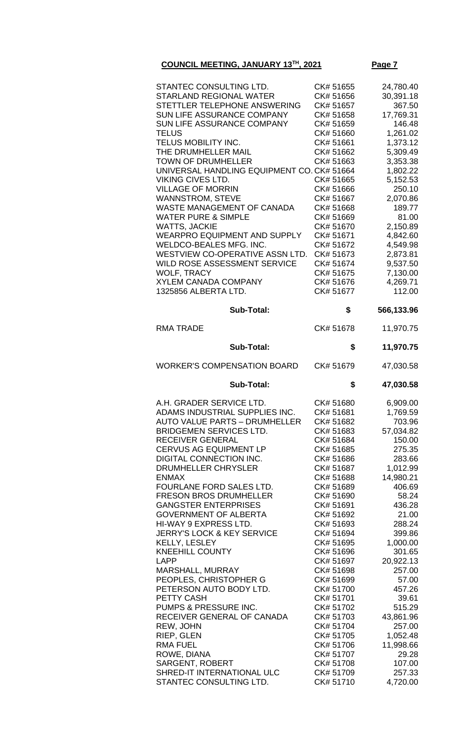| | | |
|---|---|---|
| STANTEC CONSULTING LTD. | CK# 51655 | 24,780.40 |
| STARLAND REGIONAL WATER | CK# 51656 | 30,391.18 |
| STETTLER TELEPHONE ANSWERING | CK# 51657 | 367.50 |
| SUN LIFE ASSURANCE COMPANY | CK# 51658 | 17,769.31 |
| SUN LIFE ASSURANCE COMPANY | CK# 51659 | 146.48 |
| TELUS | CK# 51660 | 1,261.02 |
| TELUS MOBILITY INC. | CK# 51661 | 1,373.12 |
| THE DRUMHELLER MAIL | CK# 51662 | 5,309.49 |
| TOWN OF DRUMHELLER | CK# 51663 | 3,353.38 |
| UNIVERSAL HANDLING EQUIPMENT CO. | CK# 51664 | 1,802.22 |
| VIKING CIVES LTD. | CK# 51665 | 5,152.53 |
| VILLAGE OF MORRIN | CK# 51666 | 250.10 |
| WANNSTROM, STEVE | CK# 51667 | 2,070.86 |
| WASTE MANAGEMENT OF CANADA | CK# 51668 | 189.77 |
| WATER PURE & SIMPLE | CK# 51669 | 81.00 |
| WATTS, JACKIE | CK# 51670 | 2,150.89 |
| WEARPRO EQUIPMENT AND SUPPLY | CK# 51671 | 4,842.60 |
| WELDCO-BEALES MFG. INC. | CK# 51672 | 4,549.98 |
| WESTVIEW CO-OPERATIVE ASSN LTD. | CK# 51673 | 2,873.81 |
| WILD ROSE ASSESSMENT SERVICE | CK# 51674 | 9,537.50 |
| WOLF, TRACY | CK# 51675 | 7,130.00 |
| XYLEM CANADA COMPANY | CK# 51676 | 4,269.71 |
| 1325856 ALBERTA LTD. | CK# 51677 | 112.00 |
| **Sub-Total:** | **$** | **566,133.96** |
| RMA TRADE | CK# 51678 | 11,970.75 |
| **Sub-Total:** | **$** | **11,970.75** |
| WORKER'S COMPENSATION BOARD | CK# 51679 | 47,030.58 |
| **Sub-Total:** | **$** | **47,030.58** |
| A.H. GRADER SERVICE LTD. | CK# 51680 | 6,909.00 |
| ADAMS INDUSTRIAL SUPPLIES INC. | CK# 51681 | 1,769.59 |
| AUTO VALUE PARTS – DRUMHELLER | CK# 51682 | 703.96 |
| BRIDGEMEN SERVICES LTD. | CK# 51683 | 57,034.82 |
| RECEIVER GENERAL | CK# 51684 | 150.00 |
| CERVUS AG EQUIPMENT LP | CK# 51685 | 275.35 |
| DIGITAL CONNECTION INC. | CK# 51686 | 283.66 |
| DRUMHELLER CHRYSLER | CK# 51687 | 1,012.99 |
| ENMAX | CK# 51688 | 14,980.21 |
| FOURLANE FORD SALES LTD. | CK# 51689 | 406.69 |
| FRESON BROS DRUMHELLER | CK# 51690 | 58.24 |
| GANGSTER ENTERPRISES | CK# 51691 | 436.28 |
| GOVERNMENT OF ALBERTA | CK# 51692 | 21.00 |
| HI-WAY 9 EXPRESS LTD. | CK# 51693 | 288.24 |
| JERRY'S LOCK & KEY SERVICE | CK# 51694 | 399.86 |
| KELLY, LESLEY | CK# 51695 | 1,000.00 |
| KNEEHILL COUNTY | CK# 51696 | 301.65 |
| LAPP | CK# 51697 | 20,922.13 |
| MARSHALL, MURRAY | CK# 51698 | 257.00 |
| PEOPLES, CHRISTOPHER G | CK# 51699 | 57.00 |
| PETERSON AUTO BODY LTD. | CK# 51700 | 457.26 |
| PETTY CASH | CK# 51701 | 39.61 |
| PUMPS & PRESSURE INC. | CK# 51702 | 515.29 |
| RECEIVER GENERAL OF CANADA | CK# 51703 | 43,861.96 |
| REW, JOHN | CK# 51704 | 257.00 |
| RIEP, GLEN | CK# 51705 | 1,052.48 |
| RMA FUEL | CK# 51706 | 11,998.66 |
| ROWE, DIANA | CK# 51707 | 29.28 |
| SARGENT, ROBERT | CK# 51708 | 107.00 |
| SHRED-IT INTERNATIONAL ULC | CK# 51709 | 257.33 |
| STANTEC CONSULTING LTD. | CK# 51710 | 4,720.00 |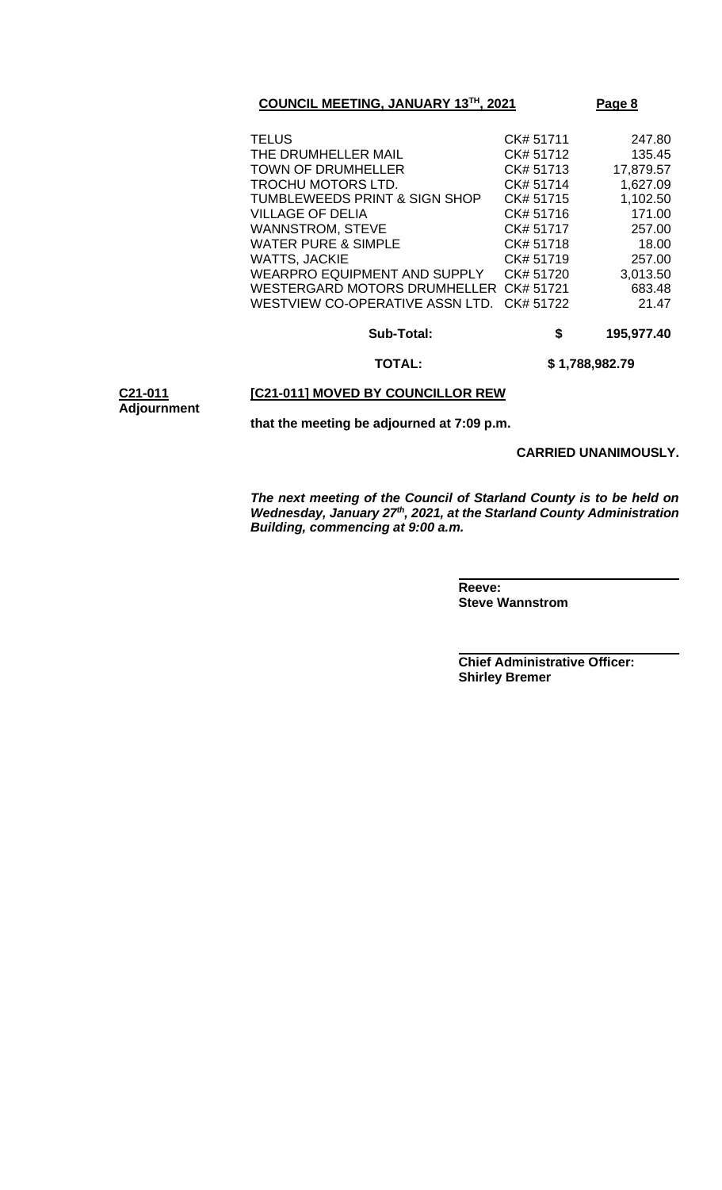**COUNCIL MEETING, JANUARY 13TH, 2021**

| | | |
|---|---|---|
| TELUS | CK# 51711 | 247.80 |
| THE DRUMHELLER MAIL | CK# 51712 | 135.45 |
| TOWN OF DRUMHELLER | CK# 51713 | 17,879.57 |
| TROCHU MOTORS LTD. | CK# 51714 | 1,627.09 |
| TUMBLEWEEDS PRINT & SIGN SHOP | CK# 51715 | 1,102.50 |
| VILLAGE OF DELIA | CK# 51716 | 171.00 |
| WANNSTROM, STEVE | CK# 51717 | 257.00 |
| WATER PURE & SIMPLE | CK# 51718 | 18.00 |
| WATTS, JACKIE | CK# 51719 | 257.00 |
| WEARPRO EQUIPMENT AND SUPPLY | CK# 51720 | 3,013.50 |
| WESTERGARD MOTORS DRUMHELLER | CK# 51721 | 683.48 |
| WESTVIEW CO-OPERATIVE ASSN LTD. | CK# 51722 | 21.47 |
| **Sub-Total:** | **$** | **195,977.40** |
| **TOTAL:** | | **$ 1,788,982.79** |

**C21-011**
**Adjournment**

**[C21-011] MOVED BY COUNCILLOR REW**

**that the meeting be adjourned at 7:09 p.m.**

**CARRIED UNANIMOUSLY.**

***The next meeting of the Council of Starland County is to be held on Wednesday, January 27th, 2021, at the Starland County Administration Building, commencing at 9:00 a.m.***

**Reeve:**
**Steve Wannstrom**

**Chief Administrative Officer:**
**Shirley Bremer**